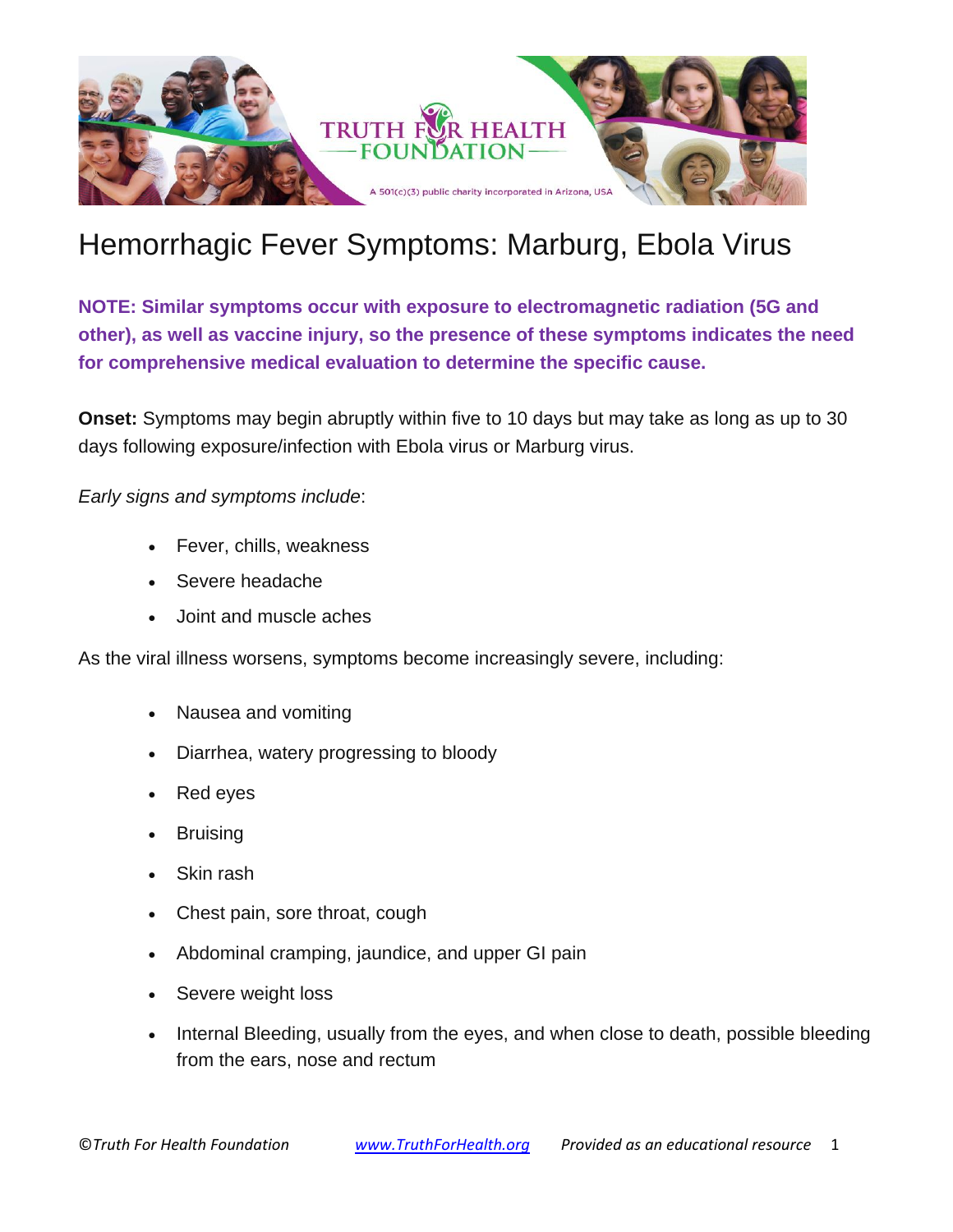TRUTH FOR HEALTH FOUNDATION

A 501(c)(3) public charity incorporated in Arizona, USA

# Hemorrhagic Fever Symptoms: Marburg, Ebola Virus

**NOTE: Similar symptoms occur with exposure to electromagnetic radiation (5G and other), as well as vaccine injury, so the presence of these symptoms indicates the need for comprehensive medical evaluation to determine the specific cause.**

**Onset:** Symptoms may begin abruptly within five to 10 days but may take as long as up to 30 days following exposure/infection with Ebola virus or Marburg virus.

*Early signs and symptoms include*:

- Fever, chills, weakness
- Severe headache
- Joint and muscle aches

As the viral illness worsens, symptoms become increasingly severe, including:

- Nausea and vomiting
- Diarrhea, watery progressing to bloody
- Red eyes
- Bruising
- Skin rash
- Chest pain, sore throat, cough
- Abdominal cramping, jaundice, and upper GI pain
- Severe weight loss
- Internal Bleeding, usually from the eyes, and when close to death, possible bleeding from the ears, nose and rectum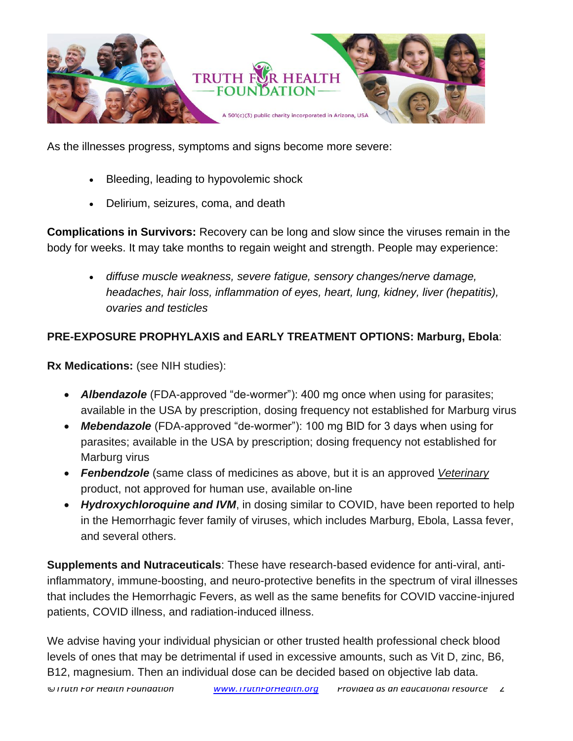As the illnesses progress, symptoms and signs become more severe:

- Bleeding, leading to hypovolemic shock
- Delirium, seizures, coma, and death

**Complications in Survivors:** Recovery can be long and slow since the viruses remain in the body for weeks. It may take months to regain weight and strength. People may experience:

- *diffuse muscle weakness, severe fatigue, sensory changes/nerve damage, headaches, hair loss, inflammation of eyes, heart, lung, kidney, liver (hepatitis), ovaries and testicles*

**PRE-EXPOSURE PROPHYLAXIS and EARLY TREATMENT OPTIONS: Marburg, Ebola**:

**Rx Medications:** (see NIH studies):

- ***Albendazole*** (FDA-approved "de-wormer"): 400 mg once when using for parasites; available in the USA by prescription, dosing frequency not established for Marburg virus
- ***Mebendazole*** (FDA-approved "de-wormer"): 100 mg BID for 3 days when using for parasites; available in the USA by prescription; dosing frequency not established for Marburg virus
- ***Fenbendzole*** (same class of medicines as above, but it is an approved *Veterinary* product, not approved for human use, available on-line
- ***Hydroxychloroquine and IVM***, in dosing similar to COVID, have been reported to help in the Hemorrhagic fever family of viruses, which includes Marburg, Ebola, Lassa fever, and several others.

**Supplements and Nutraceuticals**: These have research-based evidence for anti-viral, anti-inflammatory, immune-boosting, and neuro-protective benefits in the spectrum of viral illnesses that includes the Hemorrhagic Fevers, as well as the same benefits for COVID vaccine-injured patients, COVID illness, and radiation-induced illness.

We advise having your individual physician or other trusted health professional check blood levels of ones that may be detrimental if used in excessive amounts, such as Vit D, zinc, B6, B12, magnesium. Then an individual dose can be decided based on objective lab data.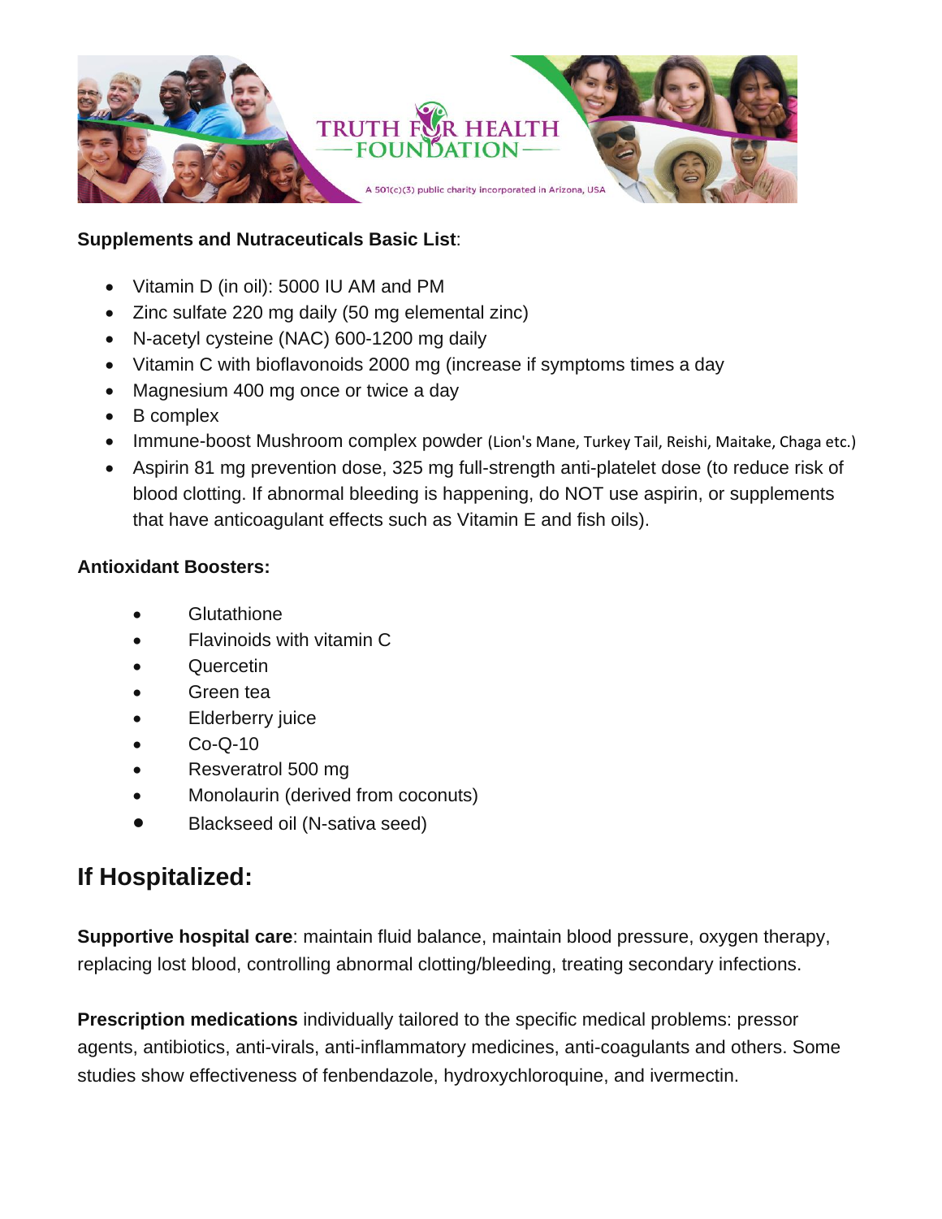**Supplements and Nutraceuticals Basic List**:

- Vitamin D (in oil): 5000 IU AM and PM
- Zinc sulfate 220 mg daily (50 mg elemental zinc)
- N-acetyl cysteine (NAC) 600-1200 mg daily
- Vitamin C with bioflavonoids 2000 mg (increase if symptoms times a day
- Magnesium 400 mg once or twice a day
- B complex
- Immune-boost Mushroom complex powder (Lion's Mane, Turkey Tail, Reishi, Maitake, Chaga etc.)
- Aspirin 81 mg prevention dose, 325 mg full-strength anti-platelet dose (to reduce risk of blood clotting. If abnormal bleeding is happening, do NOT use aspirin, or supplements that have anticoagulant effects such as Vitamin E and fish oils).

**Antioxidant Boosters:**

- Glutathione
- Flavinoids with vitamin C
- Quercetin
- Green tea
- Elderberry juice
- Co-Q-10
- Resveratrol 500 mg
- Monolaurin (derived from coconuts)
- Blackseed oil (N-sativa seed)

## If Hospitalized:

**Supportive hospital care**: maintain fluid balance, maintain blood pressure, oxygen therapy, replacing lost blood, controlling abnormal clotting/bleeding, treating secondary infections.

**Prescription medications** individually tailored to the specific medical problems: pressor agents, antibiotics, anti-virals, anti-inflammatory medicines, anti-coagulants and others. Some studies show effectiveness of fenbendazole, hydroxychloroquine, and ivermectin.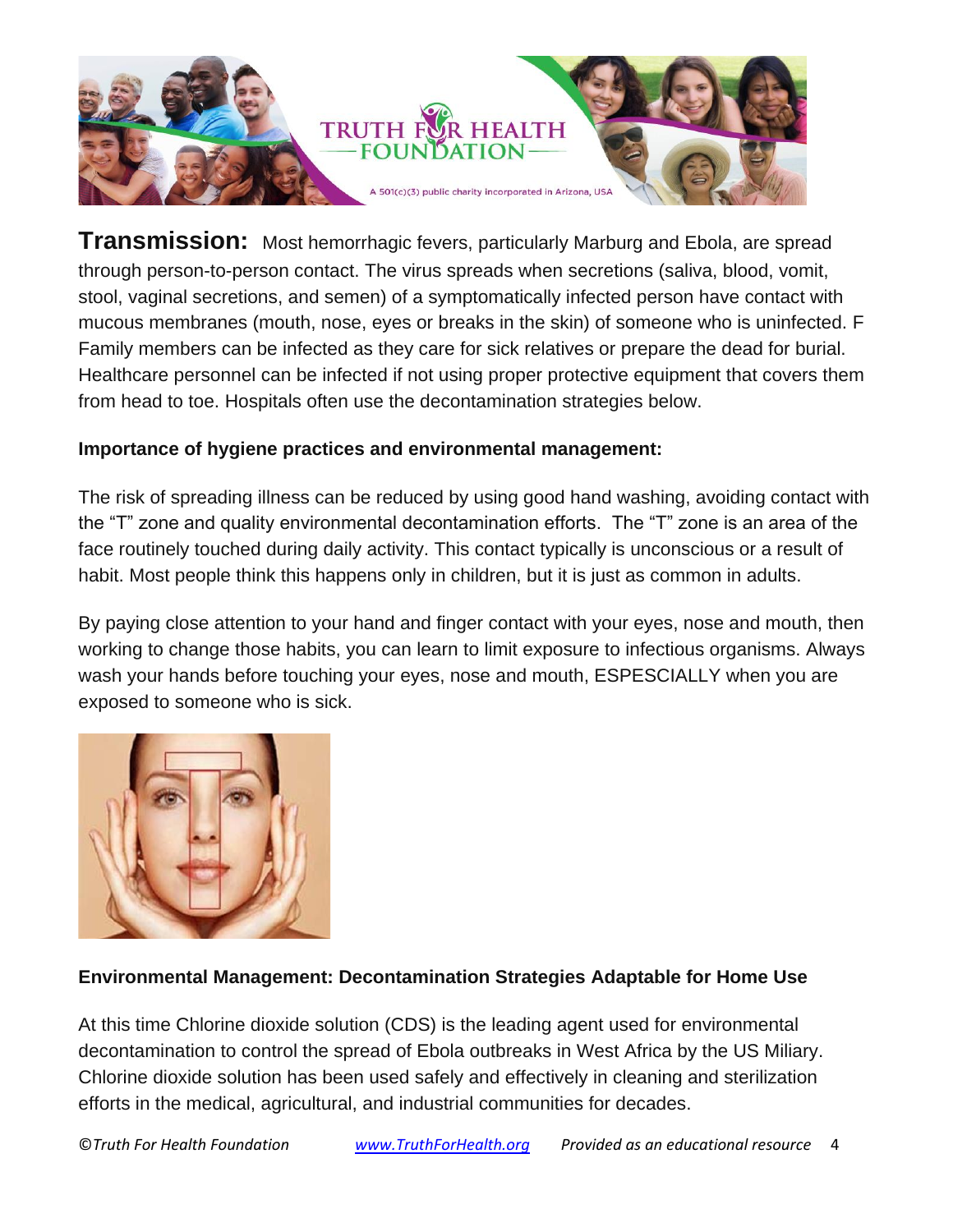**Transmission:** Most hemorrhagic fevers, particularly Marburg and Ebola, are spread through person-to-person contact. The virus spreads when secretions (saliva, blood, vomit, stool, vaginal secretions, and semen) of a symptomatically infected person have contact with mucous membranes (mouth, nose, eyes or breaks in the skin) of someone who is uninfected. F Family members can be infected as they care for sick relatives or prepare the dead for burial. Healthcare personnel can be infected if not using proper protective equipment that covers them from head to toe. Hospitals often use the decontamination strategies below.

**Importance of hygiene practices and environmental management:**

The risk of spreading illness can be reduced by using good hand washing, avoiding contact with the "T" zone and quality environmental decontamination efforts. The "T" zone is an area of the face routinely touched during daily activity. This contact typically is unconscious or a result of habit. Most people think this happens only in children, but it is just as common in adults.

By paying close attention to your hand and finger contact with your eyes, nose and mouth, then working to change those habits, you can learn to limit exposure to infectious organisms. Always wash your hands before touching your eyes, nose and mouth, ESPESCIALLY when you are exposed to someone who is sick.

**Environmental Management: Decontamination Strategies Adaptable for Home Use**

At this time Chlorine dioxide solution (CDS) is the leading agent used for environmental decontamination to control the spread of Ebola outbreaks in West Africa by the US Miliary. Chlorine dioxide solution has been used safely and effectively in cleaning and sterilization efforts in the medical, agricultural, and industrial communities for decades.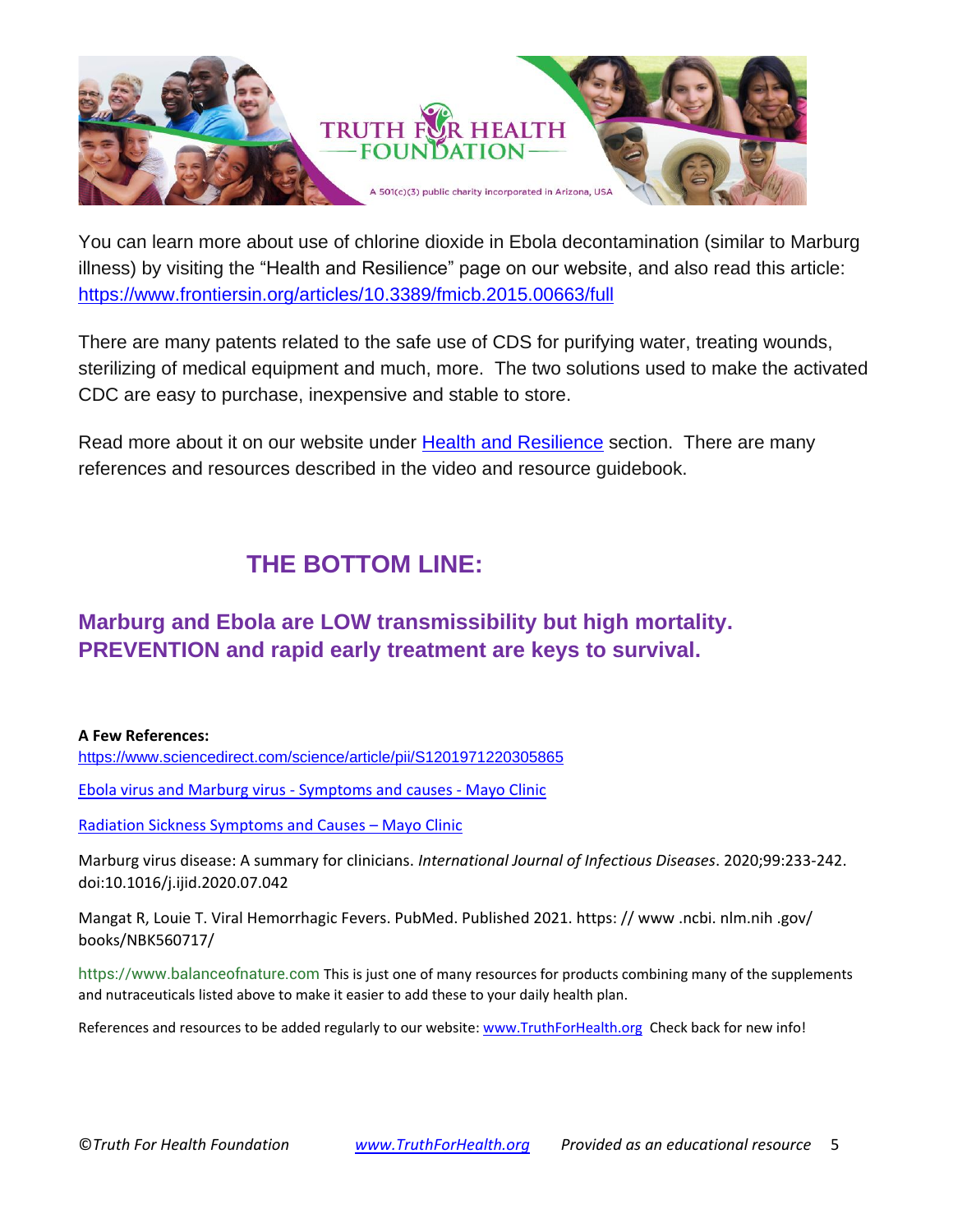You can learn more about use of chlorine dioxide in Ebola decontamination (similar to Marburg illness) by visiting the "Health and Resilience" page on our website, and also read this article: https://www.frontiersin.org/articles/10.3389/fmicb.2015.00663/full

There are many patents related to the safe use of CDS for purifying water, treating wounds, sterilizing of medical equipment and much, more. The two solutions used to make the activated CDC are easy to purchase, inexpensive and stable to store.

Read more about it on our website under Health and Resilience section. There are many references and resources described in the video and resource guidebook.

## THE BOTTOM LINE:

### Marburg and Ebola are LOW transmissibility but high mortality. PREVENTION and rapid early treatment are keys to survival.

**A Few References:**

https://www.sciencedirect.com/science/article/pii/S1201971220305865

Ebola virus and Marburg virus - Symptoms and causes - Mayo Clinic

Radiation Sickness Symptoms and Causes – Mayo Clinic

Marburg virus disease: A summary for clinicians. *International Journal of Infectious Diseases*. 2020;99:233-242. doi:10.1016/j.ijid.2020.07.042

Mangat R, Louie T. Viral Hemorrhagic Fevers. PubMed. Published 2021. https: // www .ncbi. nlm.nih .gov/ books/NBK560717/

https://www.balanceofnature.com This is just one of many resources for products combining many of the supplements and nutraceuticals listed above to make it easier to add these to your daily health plan.

References and resources to be added regularly to our website: www.TruthForHealth.org Check back for new info!